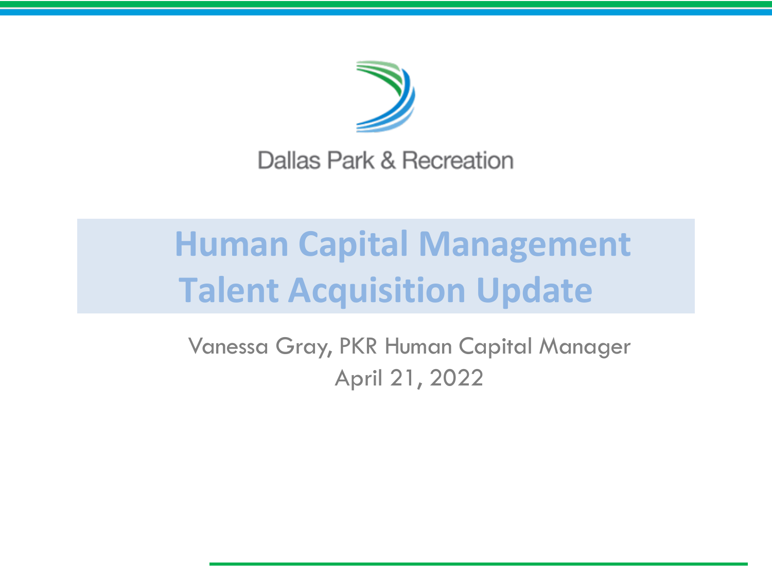Dallas Park & Recreation

# Human Capital Management Talent Acquisition Update

Vanessa Gray, PKR Human Capital Manager

April 21, 2022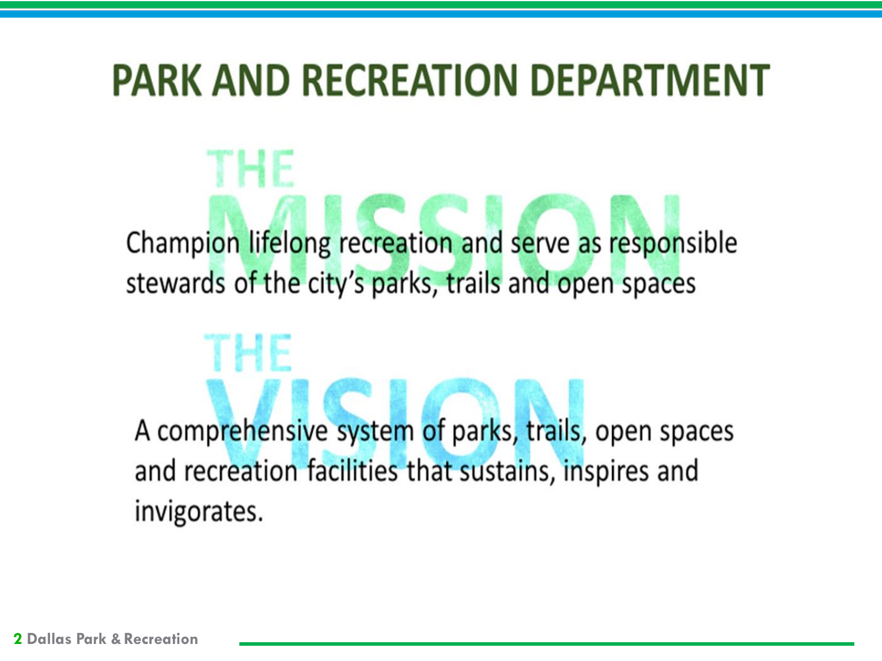# PARK AND RECREATION DEPARTMENT

## THE MISSION

Champion lifelong recreation and serve as responsible stewards of the city's parks, trails and open spaces

## THE VISION

A comprehensive system of parks, trails, open spaces and recreation facilities that sustains, inspires and invigorates.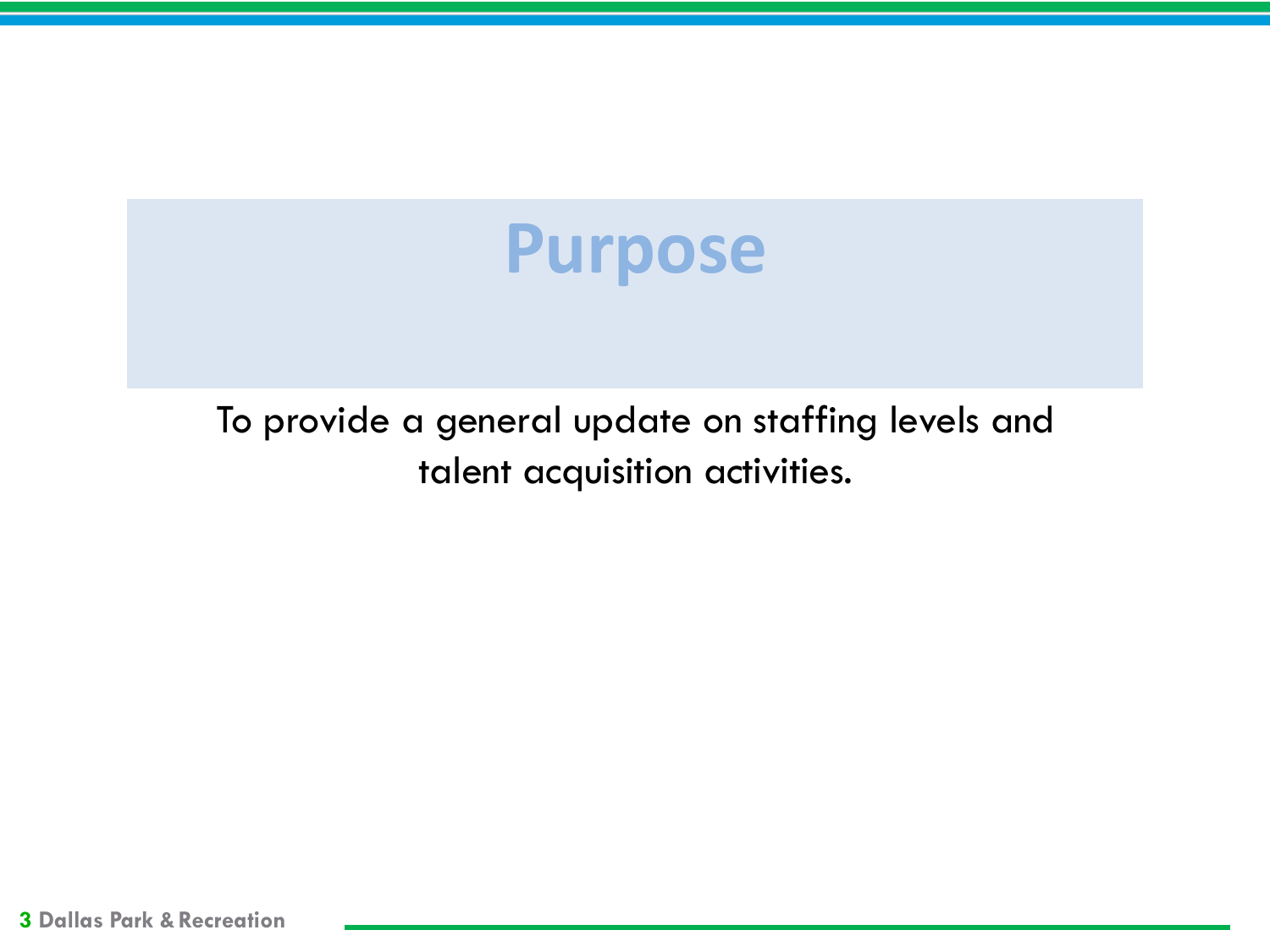# Purpose

To provide a general update on staffing levels and talent acquisition activities.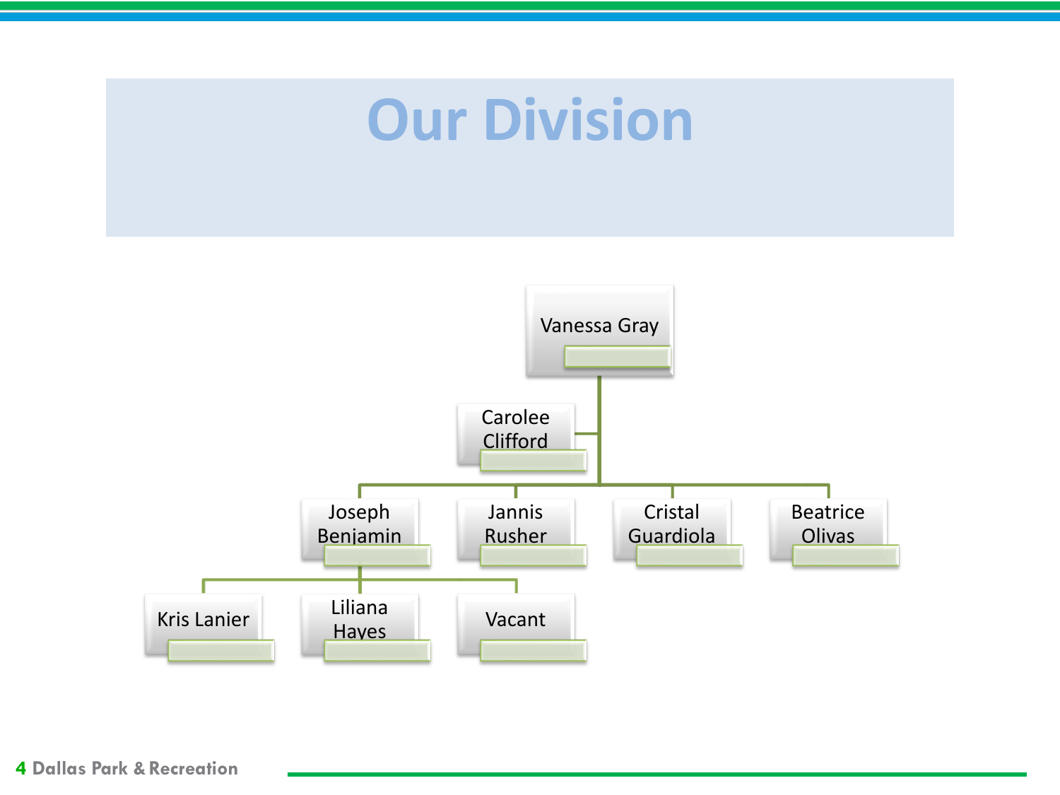# Our Division

- Vanessa Gray
  - Carolee Clifford
  - Joseph Benjamin
    - Kris Lanier
    - Liliana Hayes
    - Vacant
  - Jannis Rusher
  - Cristal Guardiola
  - Beatrice Olivas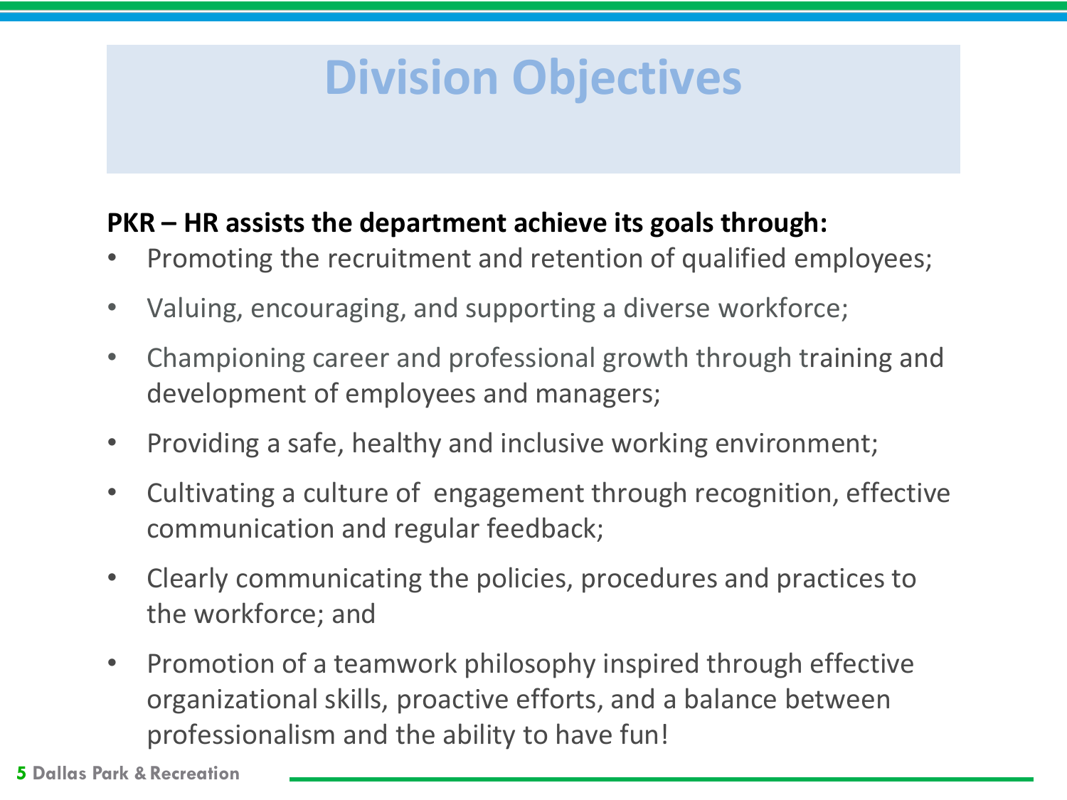# Division Objectives

**PKR – HR assists the department achieve its goals through:**

- Promoting the recruitment and retention of qualified employees;
- Valuing, encouraging, and supporting a diverse workforce;
- Championing career and professional growth through training and development of employees and managers;
- Providing a safe, healthy and inclusive working environment;
- Cultivating a culture of engagement through recognition, effective communication and regular feedback;
- Clearly communicating the policies, procedures and practices to the workforce; and
- Promotion of a teamwork philosophy inspired through effective organizational skills, proactive efforts, and a balance between professionalism and the ability to have fun!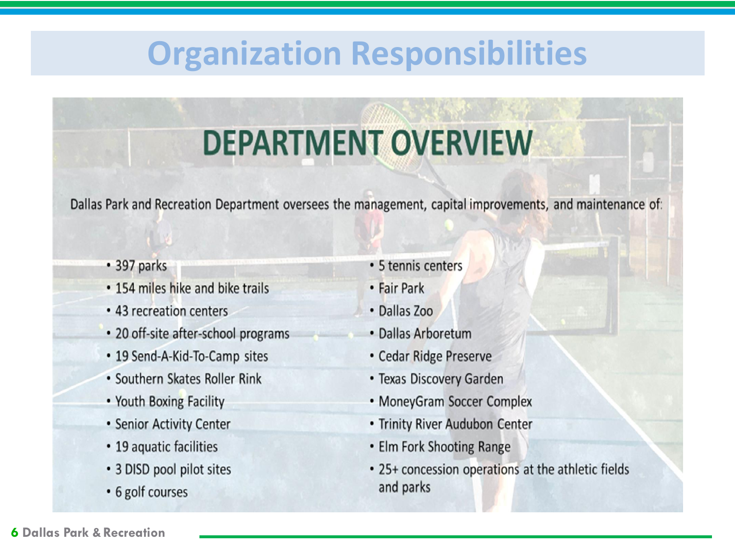# Organization Responsibilities

## DEPARTMENT OVERVIEW

Dallas Park and Recreation Department oversees the management, capital improvements, and maintenance of:

- 397 parks
- 154 miles hike and bike trails
- 43 recreation centers
- 20 off-site after-school programs
- 19 Send-A-Kid-To-Camp sites
- Southern Skates Roller Rink
- Youth Boxing Facility
- Senior Activity Center
- 19 aquatic facilities
- 3 DISD pool pilot sites
- 6 golf courses
- 5 tennis centers
- Fair Park
- Dallas Zoo
- Dallas Arboretum
- Cedar Ridge Preserve
- Texas Discovery Garden
- MoneyGram Soccer Complex
- Trinity River Audubon Center
- Elm Fork Shooting Range
- 25+ concession operations at the athletic fields and parks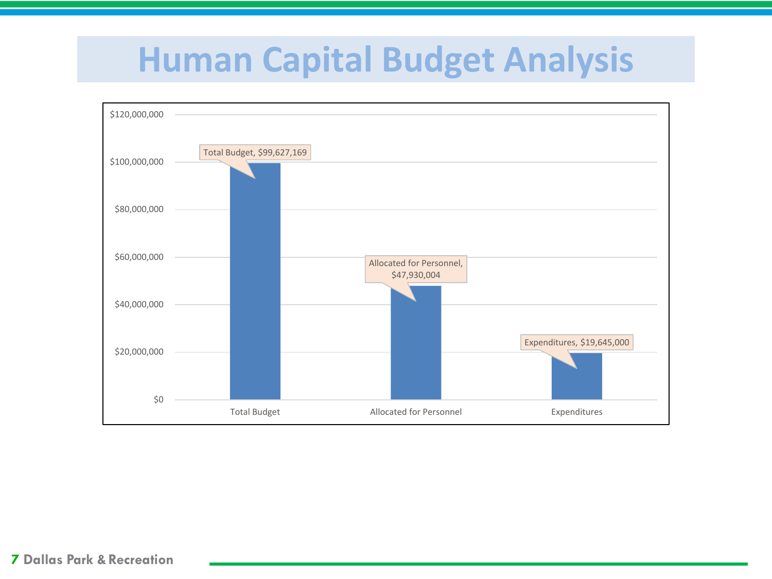# Human Capital Budget Analysis

| Category | Amount |
| --- | --- |
| Total Budget | $99,627,169 |
| Allocated for Personnel | $47,930,004 |
| Expenditures | $19,645,000 |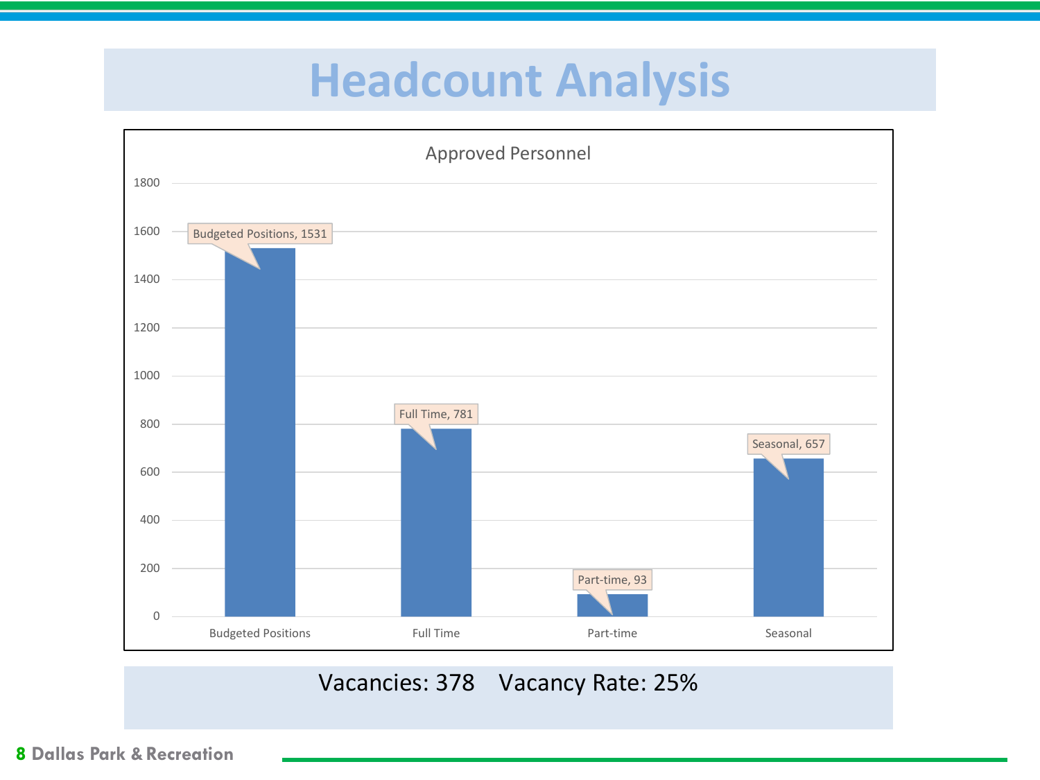# Headcount Analysis

**Approved Personnel**

| Category | Count |
|---|---|
| Budgeted Positions | 1531 |
| Full Time | 781 |
| Part-time | 93 |
| Seasonal | 657 |

Vacancies: 378    Vacancy Rate: 25%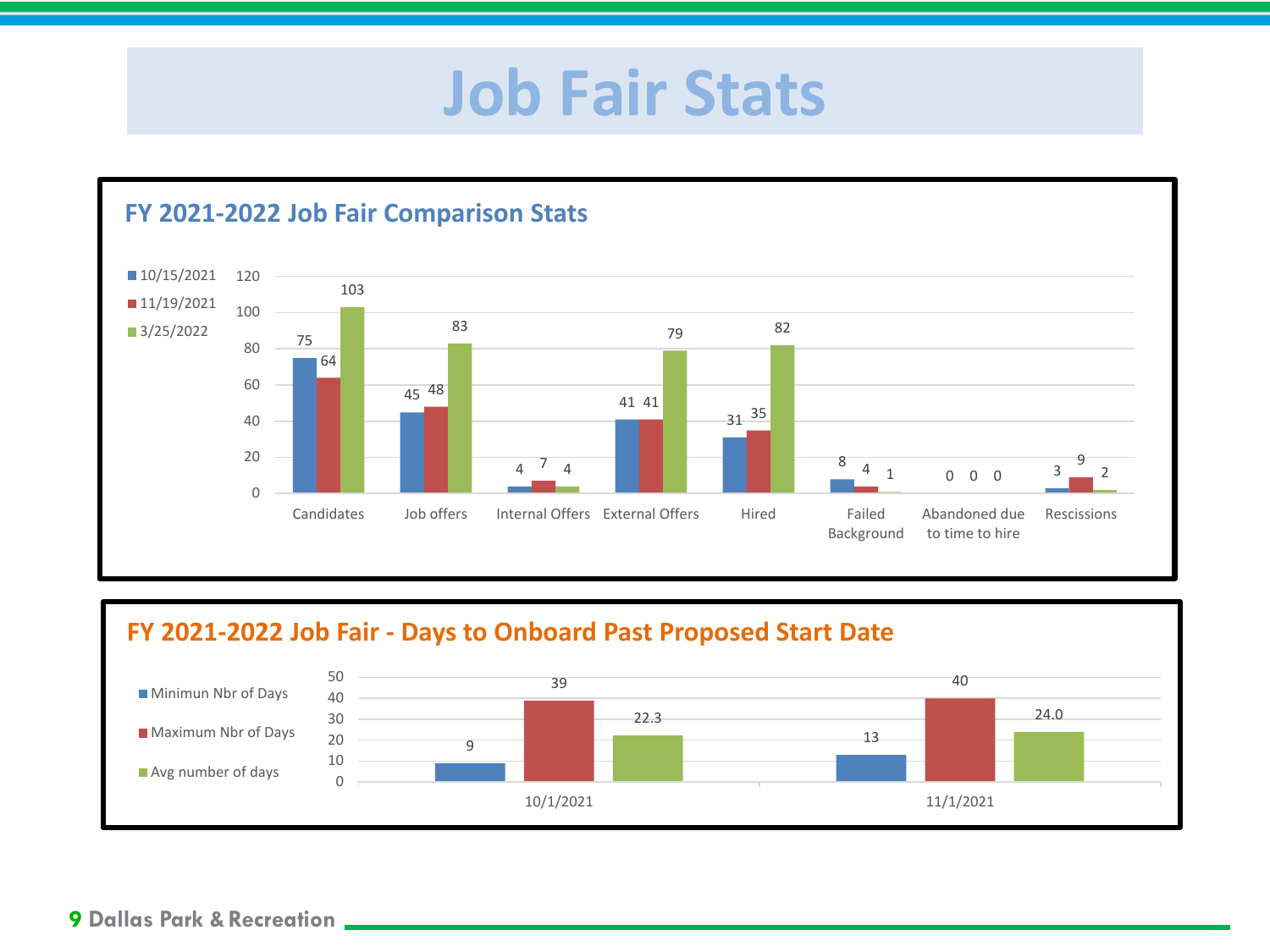# Job Fair Stats

## FY 2021-2022 Job Fair Comparison Stats

| | 10/15/2021 | 11/19/2021 | 3/25/2022 |
|---|---|---|---|
| Candidates | 75 | 64 | 103 |
| Job offers | 45 | 48 | 83 |
| Internal Offers | 4 | 7 | 4 |
| External Offers | 41 | 41 | 79 |
| Hired | 31 | 35 | 82 |
| Failed Background | 8 | 4 | 1 |
| Abandoned due to time to hire | 0 | 0 | 0 |
| Rescissions | 3 | 9 | 2 |

## FY 2021-2022 Job Fair - Days to Onboard Past Proposed Start Date

| | Minimun Nbr of Days | Maximum Nbr of Days | Avg number of days |
|---|---|---|---|
| 10/1/2021 | 9 | 39 | 22.3 |
| 11/1/2021 | 13 | 40 | 24.0 |

Dallas Park & Recreation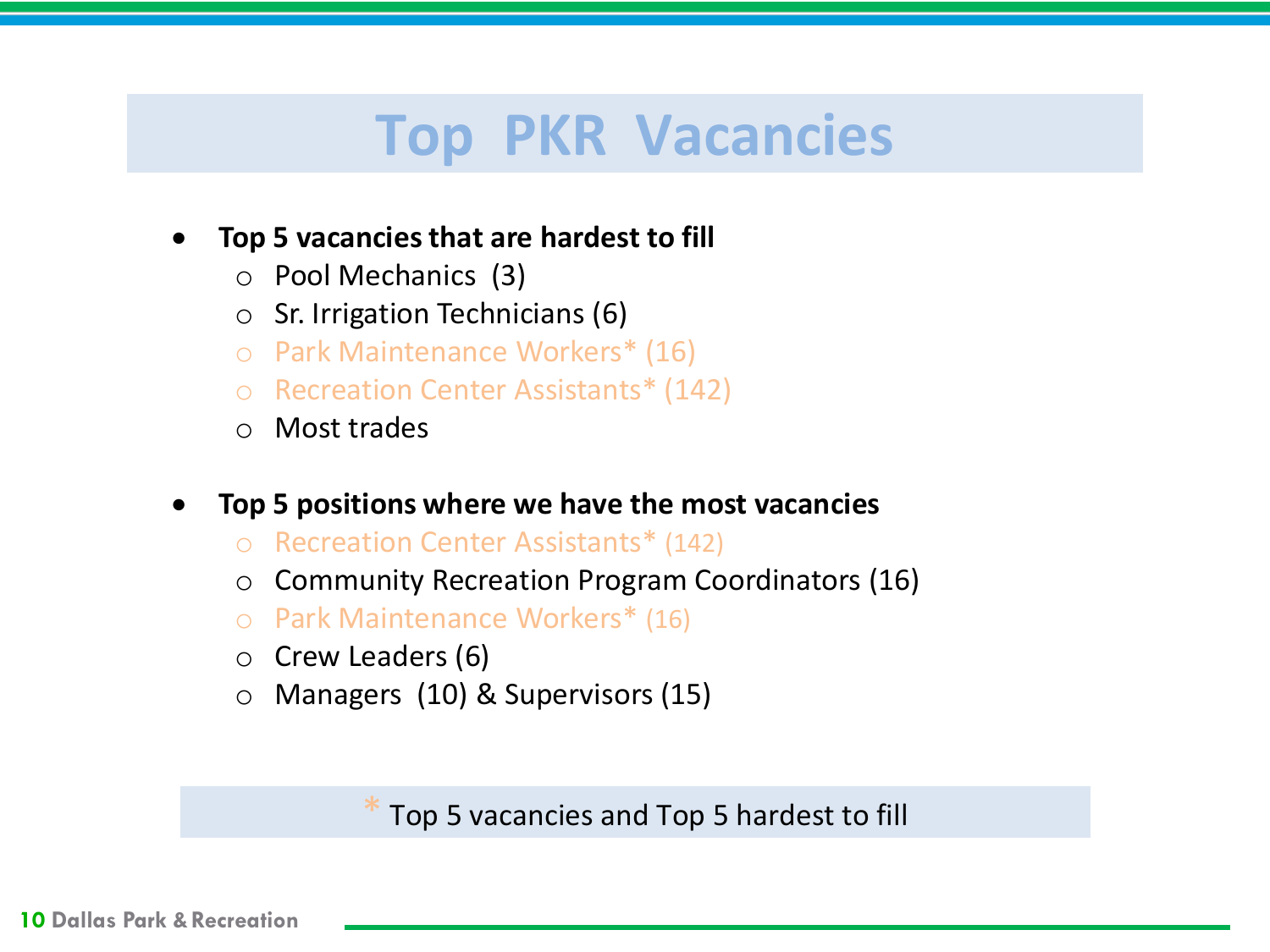# Top PKR Vacancies

- **Top 5 vacancies that are hardest to fill**
  - Pool Mechanics (3)
  - Sr. Irrigation Technicians (6)
  - Park Maintenance Workers* (16)
  - Recreation Center Assistants* (142)
  - Most trades

- **Top 5 positions where we have the most vacancies**
  - Recreation Center Assistants* (142)
  - Community Recreation Program Coordinators (16)
  - Park Maintenance Workers* (16)
  - Crew Leaders (6)
  - Managers (10) & Supervisors (15)

\* Top 5 vacancies and Top 5 hardest to fill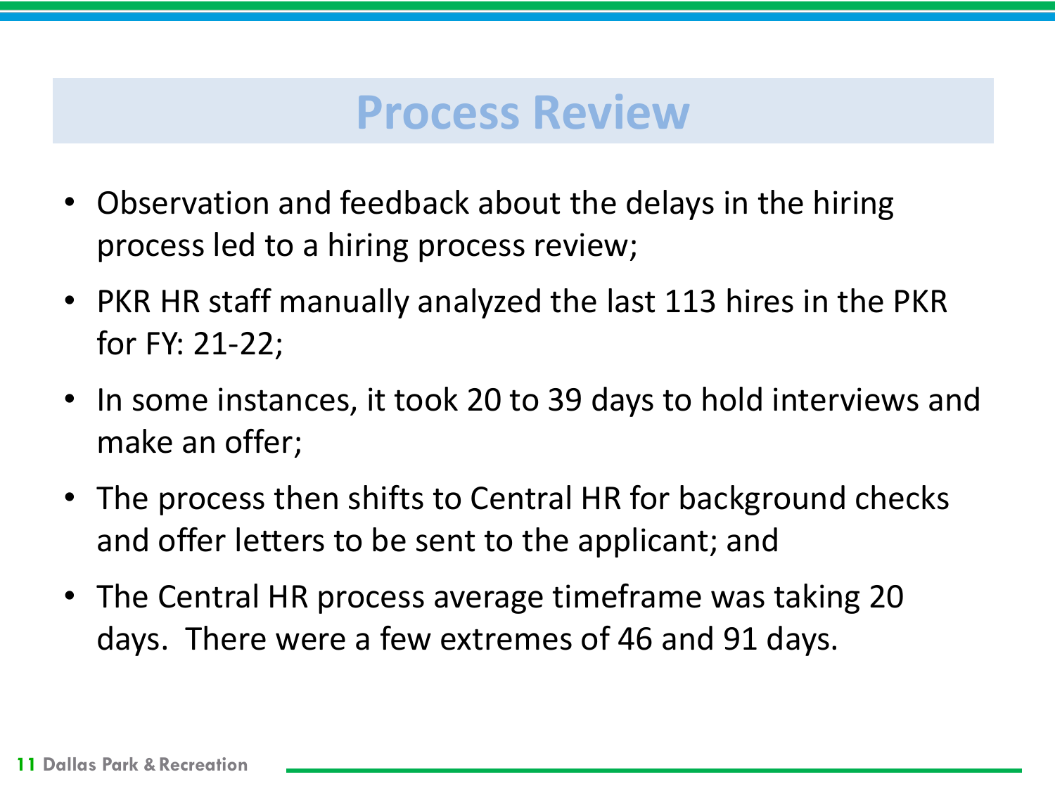# Process Review

- Observation and feedback about the delays in the hiring process led to a hiring process review;
- PKR HR staff manually analyzed the last 113 hires in the PKR for FY: 21-22;
- In some instances, it took 20 to 39 days to hold interviews and make an offer;
- The process then shifts to Central HR for background checks and offer letters to be sent to the applicant; and
- The Central HR process average timeframe was taking 20 days. There were a few extremes of 46 and 91 days.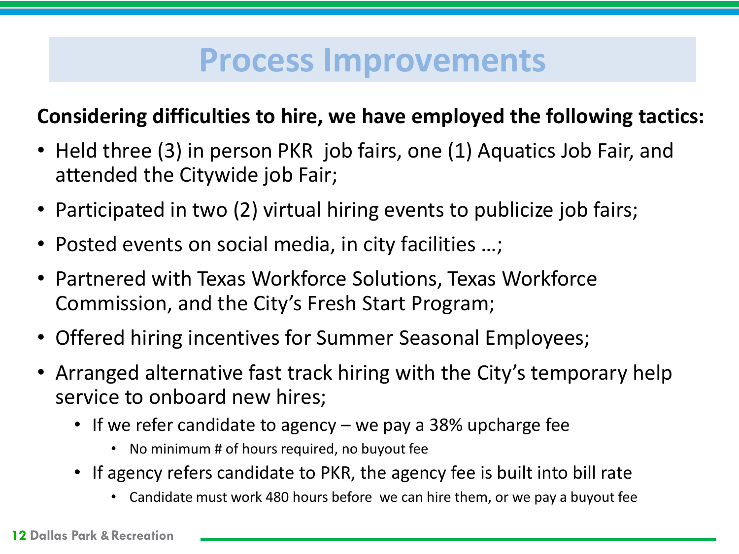# Process Improvements

**Considering difficulties to hire, we have employed the following tactics:**

- Held three (3) in person PKR  job fairs, one (1) Aquatics Job Fair, and attended the Citywide job Fair;
- Participated in two (2) virtual hiring events to publicize job fairs;
- Posted events on social media, in city facilities …;
- Partnered with Texas Workforce Solutions, Texas Workforce Commission, and the City's Fresh Start Program;
- Offered hiring incentives for Summer Seasonal Employees;
- Arranged alternative fast track hiring with the City's temporary help service to onboard new hires;
  - If we refer candidate to agency – we pay a 38% upcharge fee
    - No minimum # of hours required, no buyout fee
  - If agency refers candidate to PKR, the agency fee is built into bill rate
    - Candidate must work 480 hours before  we can hire them, or we pay a buyout fee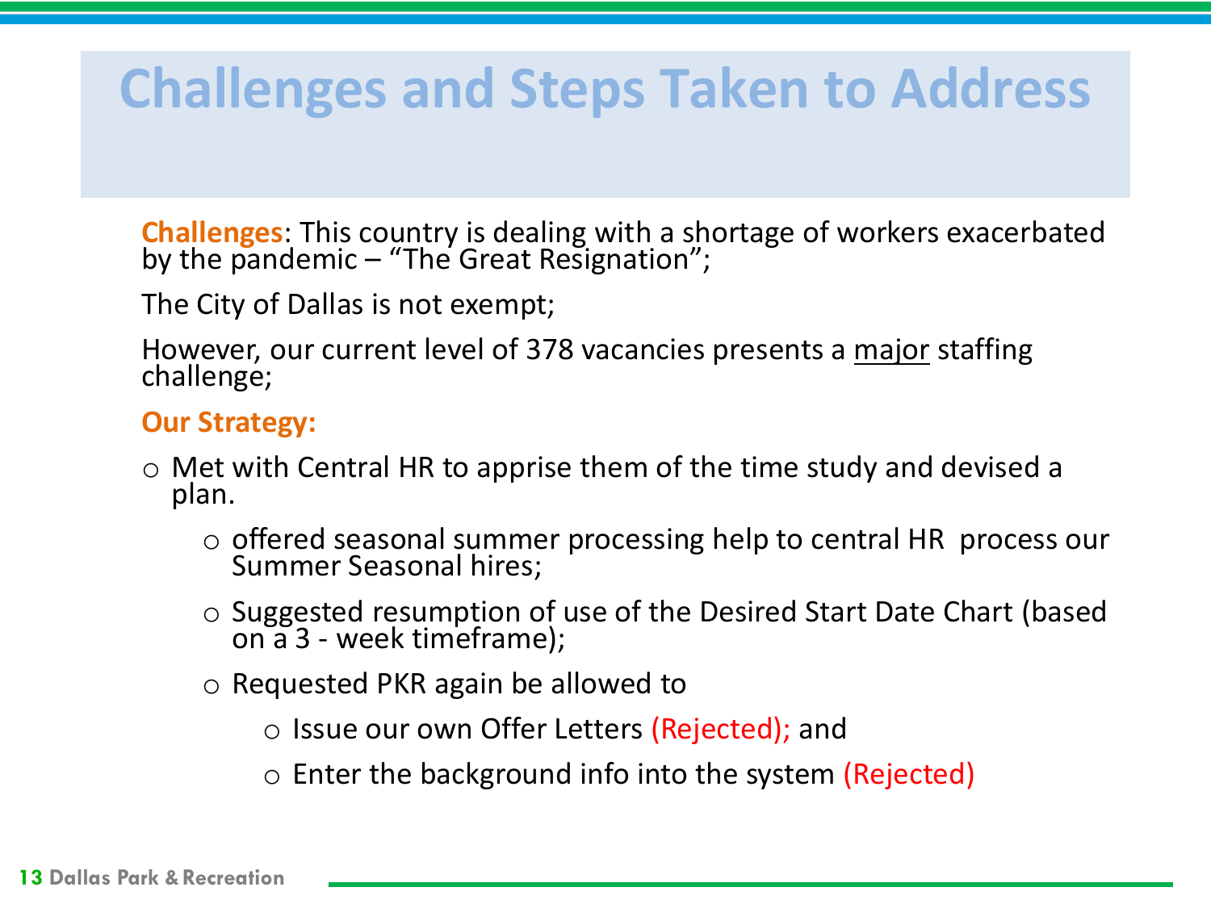# Challenges and Steps Taken to Address

**Challenges**: This country is dealing with a shortage of workers exacerbated by the pandemic – "The Great Resignation";

The City of Dallas is not exempt;

However, our current level of 378 vacancies presents a <u>major</u> staffing challenge;

**Our Strategy:**

- Met with Central HR to apprise them of the time study and devised a plan.
  - offered seasonal summer processing help to central HR process our Summer Seasonal hires;
  - Suggested resumption of use of the Desired Start Date Chart (based on a 3 - week timeframe);
  - Requested PKR again be allowed to
    - Issue our own Offer Letters (Rejected); and
    - Enter the background info into the system (Rejected)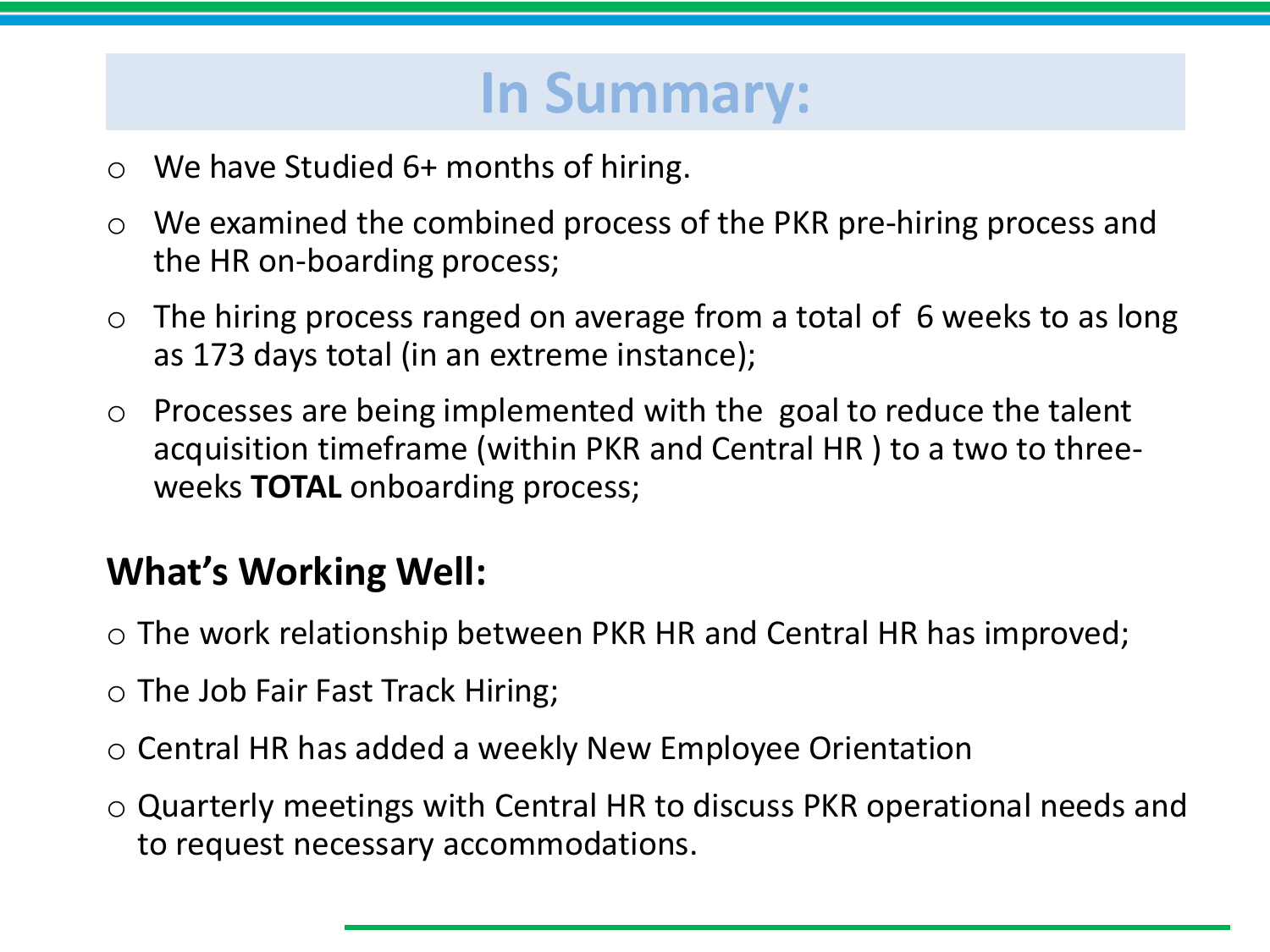# In Summary:

- We have Studied 6+ months of hiring.
- We examined the combined process of the PKR pre-hiring process and the HR on-boarding process;
- The hiring process ranged on average from a total of 6 weeks to as long as 173 days total (in an extreme instance);
- Processes are being implemented with the goal to reduce the talent acquisition timeframe (within PKR and Central HR ) to a two to three-weeks **TOTAL** onboarding process;

## What's Working Well:

- The work relationship between PKR HR and Central HR has improved;
- The Job Fair Fast Track Hiring;
- Central HR has added a weekly New Employee Orientation
- Quarterly meetings with Central HR to discuss PKR operational needs and to request necessary accommodations.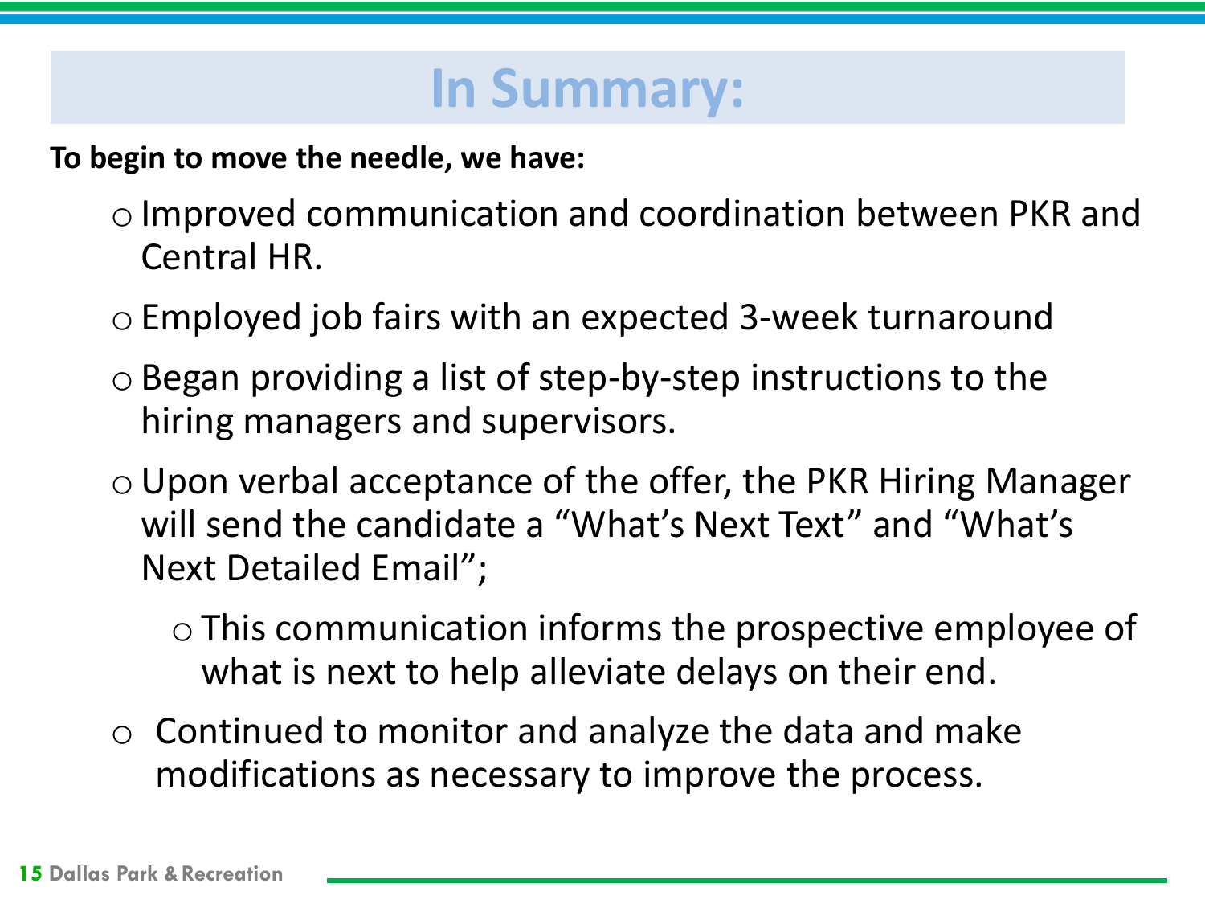# In Summary:

**To begin to move the needle, we have:**

- Improved communication and coordination between PKR and Central HR.
- Employed job fairs with an expected 3-week turnaround
- Began providing a list of step-by-step instructions to the hiring managers and supervisors.
- Upon verbal acceptance of the offer, the PKR Hiring Manager will send the candidate a "What's Next Text" and "What's Next Detailed Email";
  - This communication informs the prospective employee of what is next to help alleviate delays on their end.
- Continued to monitor and analyze the data and make modifications as necessary to improve the process.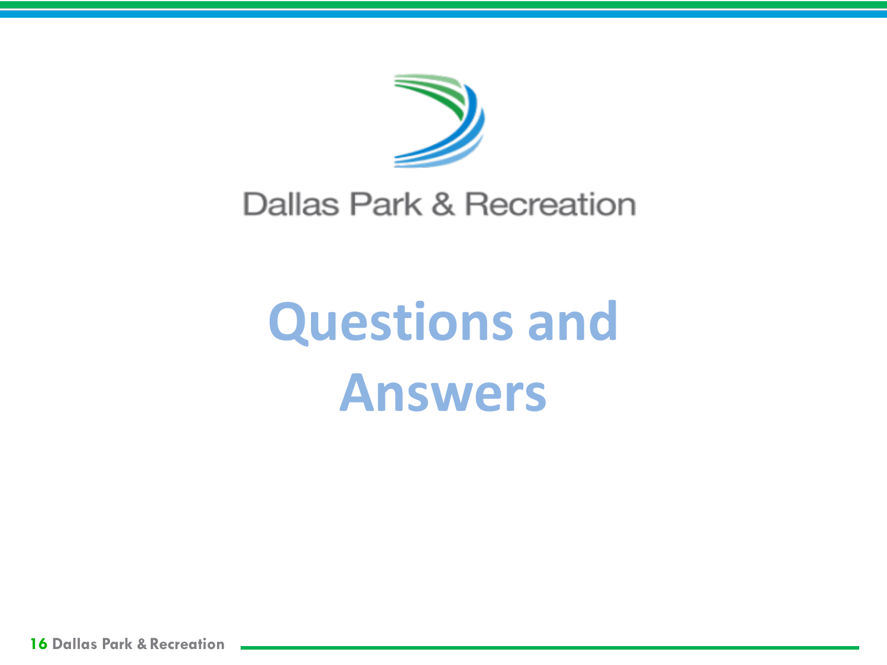Dallas Park & Recreation

# Questions and Answers